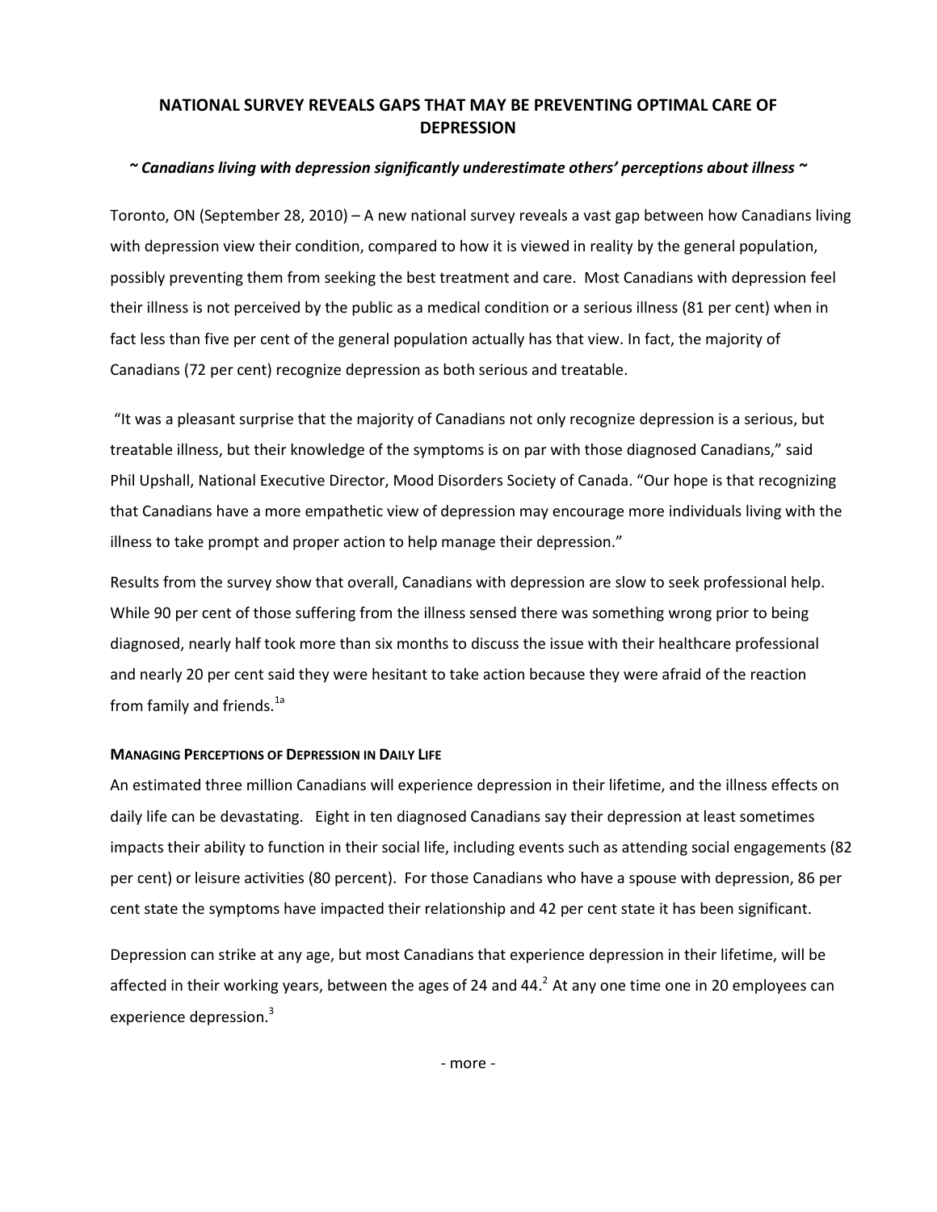# NATIONAL SURVEY REVEALS GAPS THAT MAY BE PREVENTING OPTIMAL CARE OF DEPRESSION

***~ Canadians living with depression significantly underestimate others' perceptions about illness ~***

Toronto, ON (September 28, 2010) – A new national survey reveals a vast gap between how Canadians living with depression view their condition, compared to how it is viewed in reality by the general population, possibly preventing them from seeking the best treatment and care. Most Canadians with depression feel their illness is not perceived by the public as a medical condition or a serious illness (81 per cent) when in fact less than five per cent of the general population actually has that view. In fact, the majority of Canadians (72 per cent) recognize depression as both serious and treatable.

"It was a pleasant surprise that the majority of Canadians not only recognize depression is a serious, but treatable illness, but their knowledge of the symptoms is on par with those diagnosed Canadians," said Phil Upshall, National Executive Director, Mood Disorders Society of Canada. "Our hope is that recognizing that Canadians have a more empathetic view of depression may encourage more individuals living with the illness to take prompt and proper action to help manage their depression."

Results from the survey show that overall, Canadians with depression are slow to seek professional help. While 90 per cent of those suffering from the illness sensed there was something wrong prior to being diagnosed, nearly half took more than six months to discuss the issue with their healthcare professional and nearly 20 per cent said they were hesitant to take action because they were afraid of the reaction from family and friends.[1a]

#### MANAGING PERCEPTIONS OF DEPRESSION IN DAILY LIFE

An estimated three million Canadians will experience depression in their lifetime, and the illness effects on daily life can be devastating. Eight in ten diagnosed Canadians say their depression at least sometimes impacts their ability to function in their social life, including events such as attending social engagements (82 per cent) or leisure activities (80 percent). For those Canadians who have a spouse with depression, 86 per cent state the symptoms have impacted their relationship and 42 per cent state it has been significant.

Depression can strike at any age, but most Canadians that experience depression in their lifetime, will be affected in their working years, between the ages of 24 and 44.[2] At any one time one in 20 employees can experience depression.[3]

- more -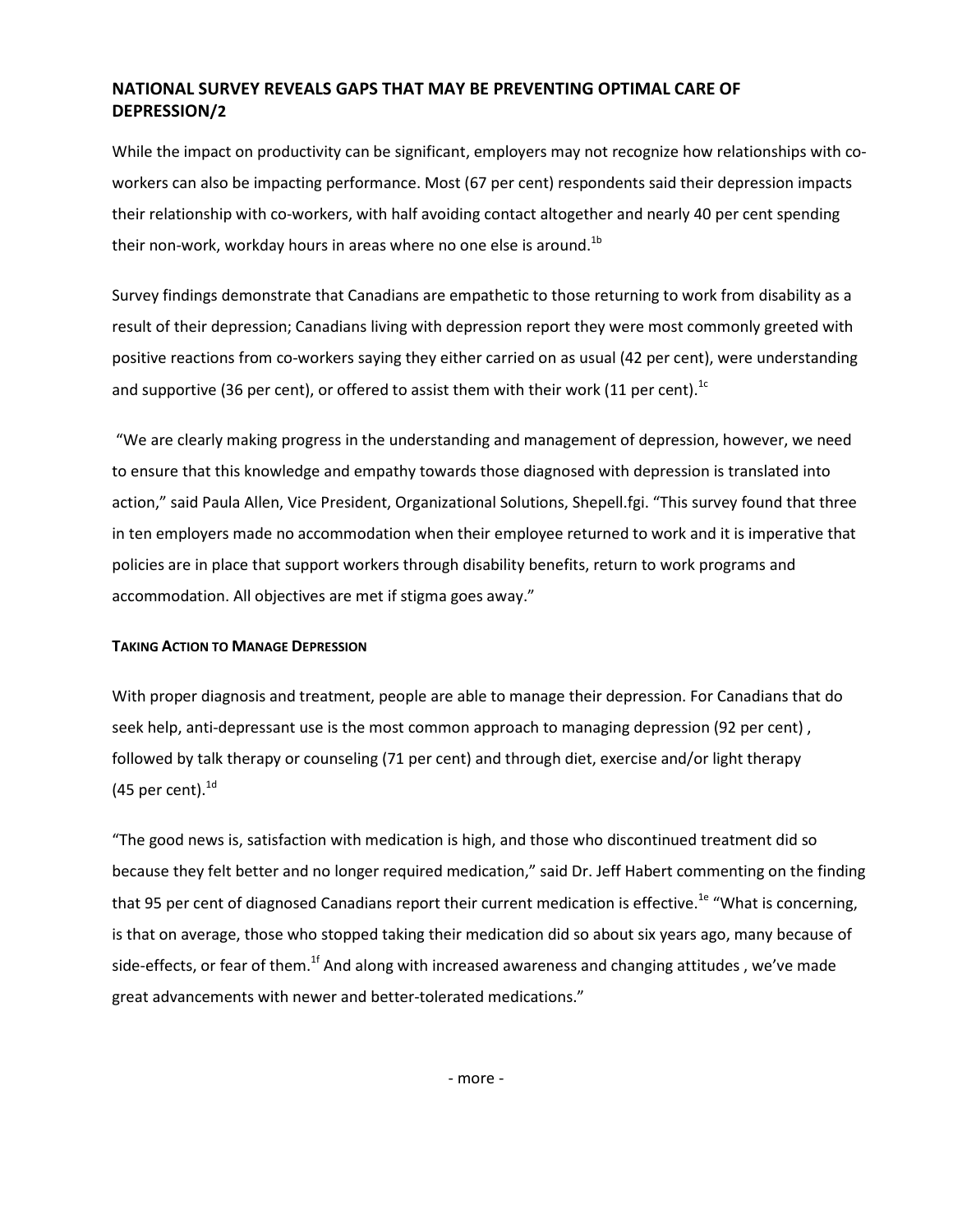## NATIONAL SURVEY REVEALS GAPS THAT MAY BE PREVENTING OPTIMAL CARE OF DEPRESSION/2

While the impact on productivity can be significant, employers may not recognize how relationships with co-workers can also be impacting performance. Most (67 per cent) respondents said their depression impacts their relationship with co-workers, with half avoiding contact altogether and nearly 40 per cent spending their non-work, workday hours in areas where no one else is around.[1b]

Survey findings demonstrate that Canadians are empathetic to those returning to work from disability as a result of their depression; Canadians living with depression report they were most commonly greeted with positive reactions from co-workers saying they either carried on as usual (42 per cent), were understanding and supportive (36 per cent), or offered to assist them with their work (11 per cent).[1c]

"We are clearly making progress in the understanding and management of depression, however, we need to ensure that this knowledge and empathy towards those diagnosed with depression is translated into action," said Paula Allen, Vice President, Organizational Solutions, Shepell.fgi. "This survey found that three in ten employers made no accommodation when their employee returned to work and it is imperative that policies are in place that support workers through disability benefits, return to work programs and accommodation. All objectives are met if stigma goes away."

### TAKING ACTION TO MANAGE DEPRESSION

With proper diagnosis and treatment, people are able to manage their depression. For Canadians that do seek help, anti-depressant use is the most common approach to managing depression (92 per cent) , followed by talk therapy or counseling (71 per cent) and through diet, exercise and/or light therapy (45 per cent).[1d]

"The good news is, satisfaction with medication is high, and those who discontinued treatment did so because they felt better and no longer required medication," said Dr. Jeff Habert commenting on the finding that 95 per cent of diagnosed Canadians report their current medication is effective.[1e] "What is concerning, is that on average, those who stopped taking their medication did so about six years ago, many because of side-effects, or fear of them.[1f] And along with increased awareness and changing attitudes , we've made great advancements with newer and better-tolerated medications."

- more -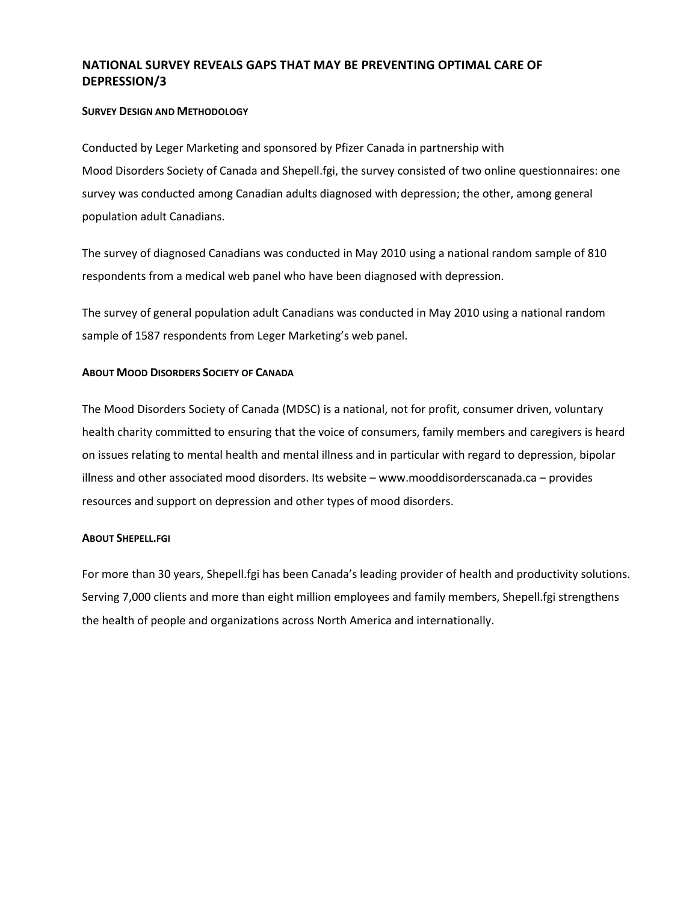## NATIONAL SURVEY REVEALS GAPS THAT MAY BE PREVENTING OPTIMAL CARE OF DEPRESSION/3

### SURVEY DESIGN AND METHODOLOGY

Conducted by Leger Marketing and sponsored by Pfizer Canada in partnership with Mood Disorders Society of Canada and Shepell.fgi, the survey consisted of two online questionnaires: one survey was conducted among Canadian adults diagnosed with depression; the other, among general population adult Canadians.

The survey of diagnosed Canadians was conducted in May 2010 using a national random sample of 810 respondents from a medical web panel who have been diagnosed with depression.

The survey of general population adult Canadians was conducted in May 2010 using a national random sample of 1587 respondents from Leger Marketing's web panel.

### ABOUT MOOD DISORDERS SOCIETY OF CANADA

The Mood Disorders Society of Canada (MDSC) is a national, not for profit, consumer driven, voluntary health charity committed to ensuring that the voice of consumers, family members and caregivers is heard on issues relating to mental health and mental illness and in particular with regard to depression, bipolar illness and other associated mood disorders. Its website – www.mooddisorderscanada.ca – provides resources and support on depression and other types of mood disorders.

### ABOUT SHEPELL.FGI

For more than 30 years, Shepell.fgi has been Canada's leading provider of health and productivity solutions. Serving 7,000 clients and more than eight million employees and family members, Shepell.fgi strengthens the health of people and organizations across North America and internationally.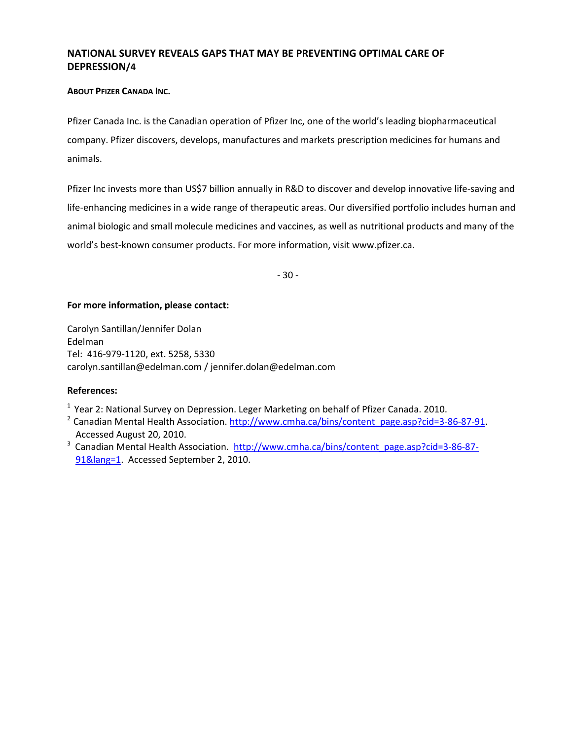## NATIONAL SURVEY REVEALS GAPS THAT MAY BE PREVENTING OPTIMAL CARE OF DEPRESSION/4

**ABOUT PFIZER CANADA INC.**

Pfizer Canada Inc. is the Canadian operation of Pfizer Inc, one of the world's leading biopharmaceutical company. Pfizer discovers, develops, manufactures and markets prescription medicines for humans and animals.

Pfizer Inc invests more than US$7 billion annually in R&D to discover and develop innovative life-saving and life-enhancing medicines in a wide range of therapeutic areas. Our diversified portfolio includes human and animal biologic and small molecule medicines and vaccines, as well as nutritional products and many of the world's best-known consumer products. For more information, visit www.pfizer.ca.

- 30 -

**For more information, please contact:**

Carolyn Santillan/Jennifer Dolan
Edelman
Tel: 416-979-1120, ext. 5258, 5330
carolyn.santillan@edelman.com / jennifer.dolan@edelman.com

**References:**

[1] Year 2: National Survey on Depression. Leger Marketing on behalf of Pfizer Canada. 2010.

[2] Canadian Mental Health Association. http://www.cmha.ca/bins/content_page.asp?cid=3-86-87-91. Accessed August 20, 2010.

[3] Canadian Mental Health Association. http://www.cmha.ca/bins/content_page.asp?cid=3-86-87-91&lang=1. Accessed September 2, 2010.